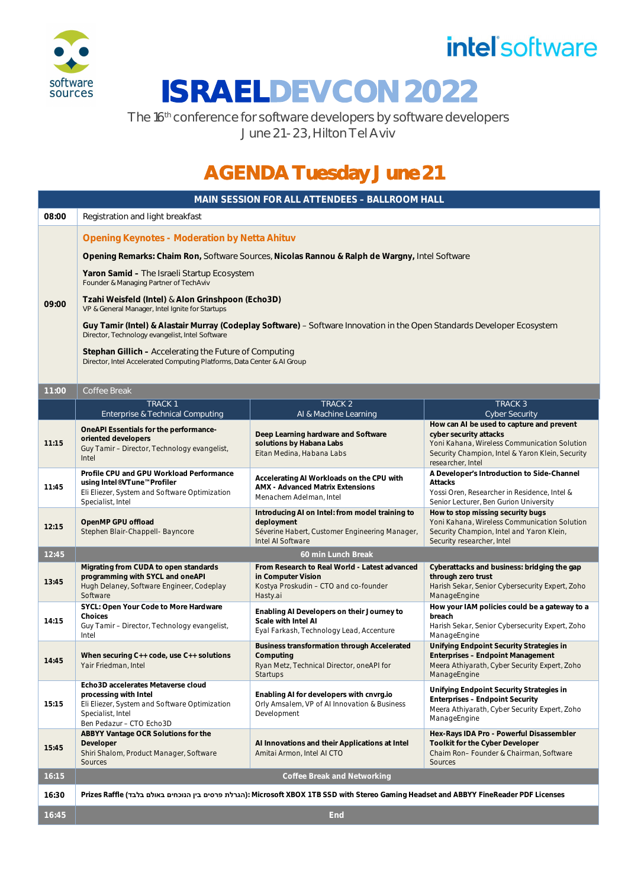intel software

software sources

# ISRAELDEVCON 2022

The 16th conference for software developers by software developers
June 21-23, Hilton Tel Aviv

## AGENDA Tuesday June 21

| MAIN SESSION FOR ALL ATTENDEES – BALLROOM HALL | | | |
|---|---|---|---|
| 08:00 | Registration and light breakfast | | |
| 09:00 | **Opening Keynotes - Moderation by Netta Ahituv**<br><br>**Opening Remarks: Chaim Ron,** Software Sources, **Nicolas Rannou & Ralph de Wargny,** Intel Software<br><br>**Yaron Samid –** The Israeli Startup Ecosystem<br>Founder & Managing Partner of TechAviv<br><br>**Tzahi Weisfeld (Intel)** & **Alon Grinshpoon (Echo3D)**<br>VP & General Manager, Intel Ignite for Startups<br><br>**Guy Tamir (Intel) & Alastair Murray (Codeplay Software)** – Software Innovation in the Open Standards Developer Ecosystem<br>Director, Technology evangelist, Intel Software<br><br>**Stephan Gillich –** Accelerating the Future of Computing<br>Director, Intel Accelerated Computing Platforms, Data Center & AI Group | | |
| 11:00 | Coffee Break | | |
| | TRACK 1<br>Enterprise & Technical Computing | TRACK 2<br>AI & Machine Learning | TRACK 3<br>Cyber Security |
| 11:15 | **OneAPI Essentials for the performance-oriented developers**<br>Guy Tamir – Director, Technology evangelist, Intel | **Deep Learning hardware and Software solutions by Habana Labs**<br>Eitan Medina, Habana Labs | **How can AI be used to capture and prevent cyber security attacks**<br>Yoni Kahana, Wireless Communication Solution Security Champion, Intel & Yaron Klein, Security researcher, Intel |
| 11:45 | **Profile CPU and GPU Workload Performance using Intel®VTune™Profiler**<br>Eli Eliezer, System and Software Optimization Specialist, Intel | **Accelerating AI Workloads on the CPU with AMX - Advanced Matrix Extensions**<br>Menachem Adelman, Intel | **A Developer's Introduction to Side-Channel Attacks**<br>Yossi Oren, Researcher in Residence, Intel & Senior Lecturer, Ben Gurion University |
| 12:15 | **OpenMP GPU offload**<br>Stephen Blair-Chappell- Bayncore | **Introducing AI on Intel: from model training to deployment**<br>Séverine Habert, Customer Engineering Manager, Intel AI Software | **How to stop missing security bugs**<br>Yoni Kahana, Wireless Communication Solution Security Champion, Intel and Yaron Klein, Security researcher, Intel |
| 12:45 | **60 min Lunch Break** | | |
| 13:45 | **Migrating from CUDA to open standards programming with SYCL and oneAPI**<br>Hugh Delaney, Software Engineer, Codeplay Software | **From Research to Real World - Latest advanced in Computer Vision**<br>Kostya Proskudin – CTO and co-founder Hasty.ai | **Cyberattacks and business: bridging the gap through zero trust**<br>Harish Sekar, Senior Cybersecurity Expert, Zoho ManageEngine |
| 14:15 | **SYCL: Open Your Code to More Hardware Choices**<br>Guy Tamir – Director, Technology evangelist, Intel | **Enabling AI Developers on their Journey to Scale with Intel AI**<br>Eyal Farkash, Technology Lead, Accenture | **How your IAM policies could be a gateway to a breach**<br>Harish Sekar, Senior Cybersecurity Expert, Zoho ManageEngine |
| 14:45 | **When securing C++ code, use C++ solutions**<br>Yair Friedman, Intel | **Business transformation through Accelerated Computing**<br>Ryan Metz, Technical Director, oneAPI for Startups | **Unifying Endpoint Security Strategies in Enterprises – Endpoint Management**<br>Meera Athiyarath, Cyber Security Expert, Zoho ManageEngine |
| 15:15 | **Echo3D accelerates Metaverse cloud processing with Intel**<br>Eli Eliezer, System and Software Optimization Specialist, Intel<br>Ben Pedazur – CTO Echo3D | **Enabling AI for developers with cnvrg.io**<br>Orly Amsalem, VP of AI Innovation & Business Development | **Unifying Endpoint Security Strategies in Enterprises – Endpoint Security**<br>Meera Athiyarath, Cyber Security Expert, Zoho ManageEngine |
| 15:45 | **ABBYY Vantage OCR Solutions for the Developer**<br>Shiri Shalom, Product Manager, Software Sources | **AI Innovations and their Applications at Intel**<br>Amitai Armon, Intel AI CTO | **Hex-Rays IDA Pro - Powerful Disassembler Toolkit for the Cyber Developer**<br>Chaim Ron– Founder & Chairman, Software Sources |
| 16:15 | **Coffee Break and Networking** | | |
| 16:30 | **Prizes Raffle (הגרלת פרסים בין הנוכחים באולם בלבד): Microsoft XBOX 1TB SSD with Stereo Gaming Headset and ABBYY FineReader PDF Licenses** | | |
| 16:45 | **End** | | |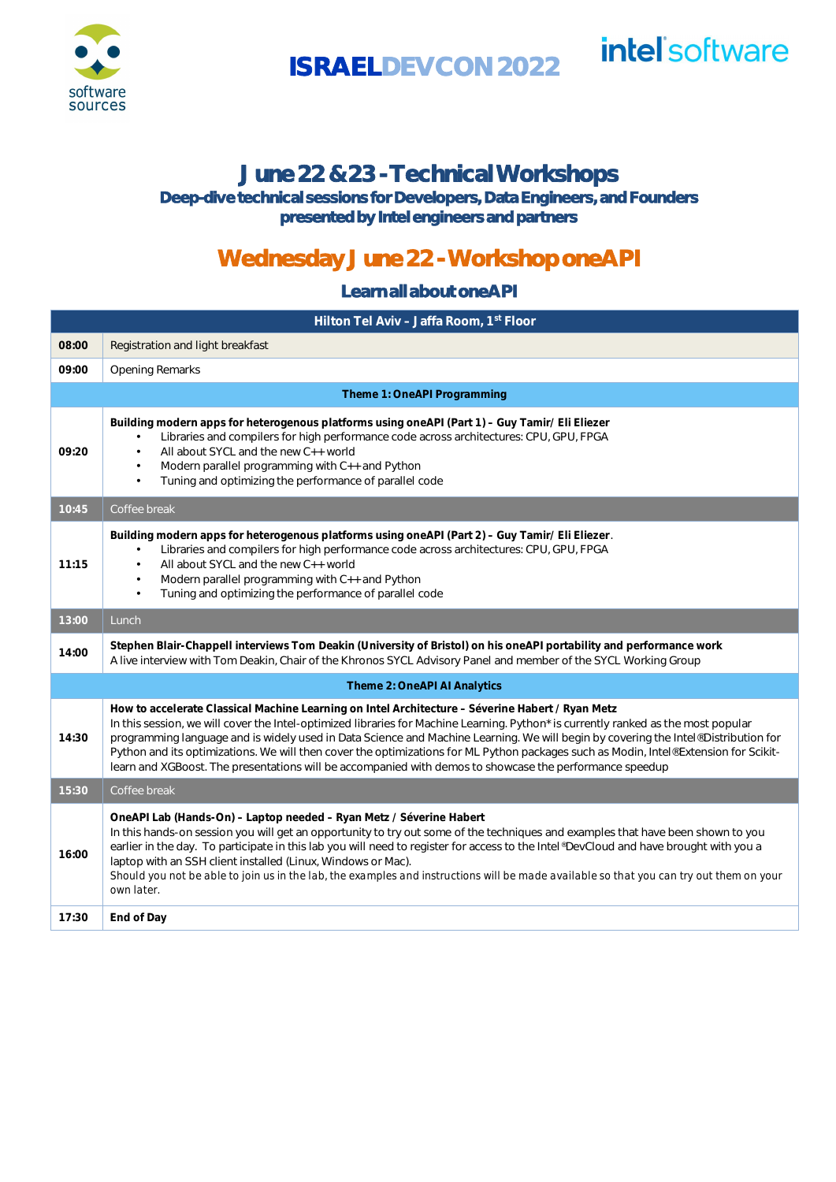ISRAELDEVCON 2022

intel software

# June 22 & 23 - Technical Workshops

**Deep-dive technical sessions for Developers, Data Engineers, and Founders presented by Intel engineers and partners**

## Wednesday June 22 - Workshop oneAPI

### Learn all about oneAPI

| Hilton Tel Aviv – Jaffa Room, 1st Floor | |
|---|---|
| **08:00** | Registration and light breakfast |
| **09:00** | Opening Remarks |
| | **Theme 1: OneAPI Programming** |
| **09:20** | **Building modern apps for heterogenous platforms using oneAPI (Part 1) – Guy Tamir/ Eli Eliezer**<br>• Libraries and compilers for high performance code across architectures: CPU, GPU, FPGA<br>• All about SYCL and the new C++ world<br>• Modern parallel programming with C++ and Python<br>• Tuning and optimizing the performance of parallel code |
| **10:45** | Coffee break |
| **11:15** | **Building modern apps for heterogenous platforms using oneAPI (Part 2) – Guy Tamir/ Eli Eliezer**.<br>• Libraries and compilers for high performance code across architectures: CPU, GPU, FPGA<br>• All about SYCL and the new C++ world<br>• Modern parallel programming with C++ and Python<br>• Tuning and optimizing the performance of parallel code |
| **13:00** | Lunch |
| **14:00** | **Stephen Blair-Chappell interviews Tom Deakin (University of Bristol) on his oneAPI portability and performance work**<br>A live interview with Tom Deakin, Chair of the Khronos SYCL Advisory Panel and member of the SYCL Working Group |
| | **Theme 2: OneAPI AI Analytics** |
| **14:30** | **How to accelerate Classical Machine Learning on Intel Architecture – Séverine Habert / Ryan Metz**<br>In this session, we will cover the Intel-optimized libraries for Machine Learning. Python* is currently ranked as the most popular programming language and is widely used in Data Science and Machine Learning. We will begin by covering the Intel® Distribution for Python and its optimizations. We will then cover the optimizations for ML Python packages such as Modin, Intel® Extension for Scikit-learn and XGBoost. The presentations will be accompanied with demos to showcase the performance speedup |
| **15:30** | Coffee break |
| **16:00** | **OneAPI Lab (Hands-On) – Laptop needed – Ryan Metz / Séverine Habert**<br>In this hands-on session you will get an opportunity to try out some of the techniques and examples that have been shown to you earlier in the day. To participate in this lab you will need to register for access to the Intel® DevCloud and have brought with you a laptop with an SSH client installed (Linux, Windows or Mac).<br>Should you not be able to join us in the lab, the examples and instructions will be made available so that you can try out them on your own later. |
| **17:30** | **End of Day** |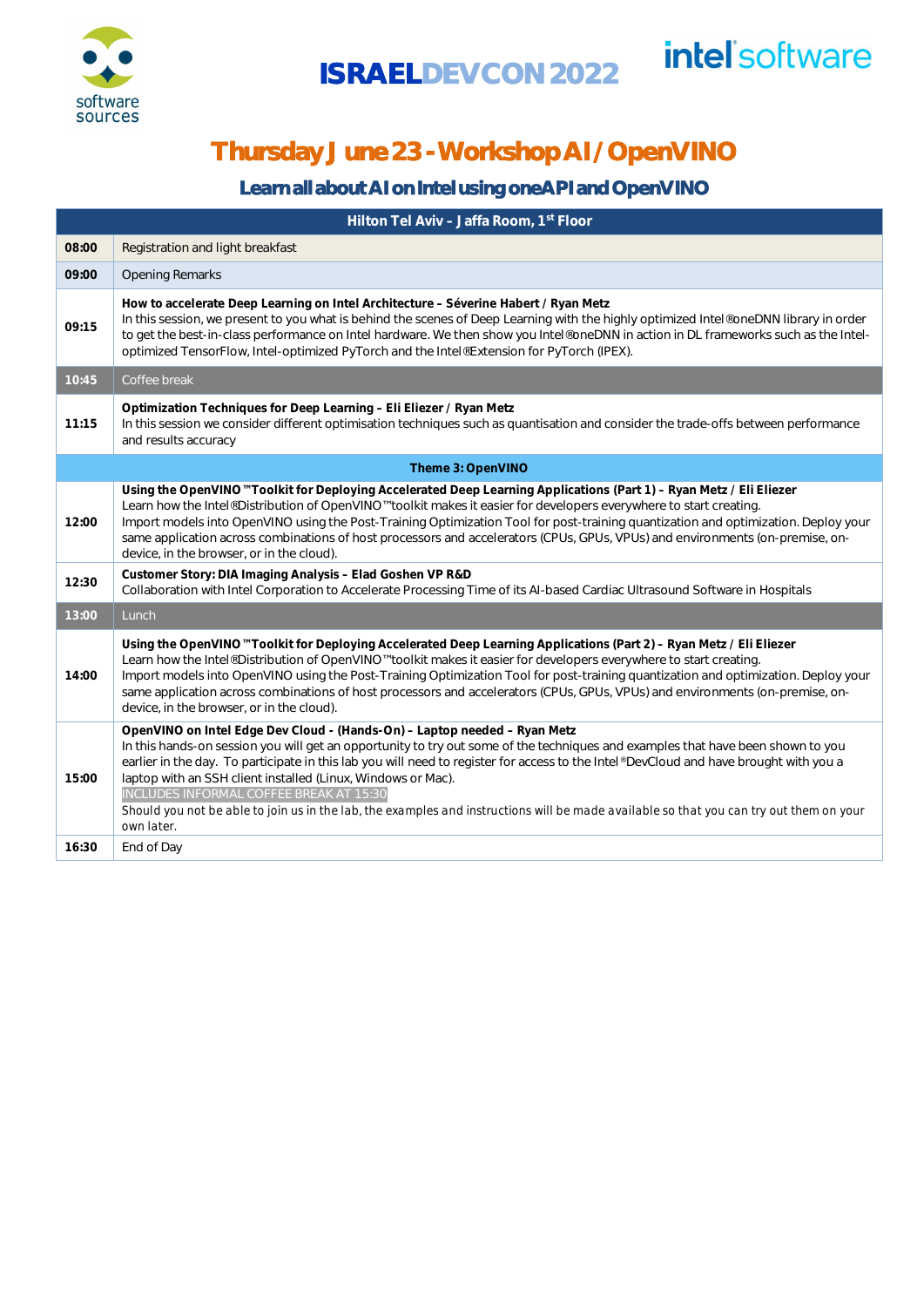software sources

# ISRAELDEVCON 2022

intel software

## Thursday June 23 - Workshop AI / OpenVINO

### Learn all about AI on Intel using oneAPI and OpenVINO

| | |
|---|---|
| | **Hilton Tel Aviv – Jaffa Room, 1st Floor** |
| **08:00** | Registration and light breakfast |
| **09:00** | Opening Remarks |
| **09:15** | **How to accelerate Deep Learning on Intel Architecture – Séverine Habert / Ryan Metz**<br>In this session, we present to you what is behind the scenes of Deep Learning with the highly optimized Intel®oneDNN library in order to get the best-in-class performance on Intel hardware. We then show you Intel®oneDNN in action in DL frameworks such as the Intel-optimized TensorFlow, Intel-optimized PyTorch and the Intel®Extension for PyTorch (IPEX). |
| **10:45** | Coffee break |
| **11:15** | **Optimization Techniques for Deep Learning – Eli Eliezer / Ryan Metz**<br>In this session we consider different optimisation techniques such as quantisation and consider the trade-offs between performance and results accuracy |
| | **Theme 3: OpenVINO** |
| **12:00** | **Using the OpenVINO™ Toolkit for Deploying Accelerated Deep Learning Applications (Part 1) – Ryan Metz / Eli Eliezer**<br>Learn how the Intel®Distribution of OpenVINO™ toolkit makes it easier for developers everywhere to start creating.<br>Import models into OpenVINO using the Post-Training Optimization Tool for post-training quantization and optimization. Deploy your same application across combinations of host processors and accelerators (CPUs, GPUs, VPUs) and environments (on-premise, on-device, in the browser, or in the cloud). |
| **12:30** | **Customer Story: DIA Imaging Analysis – Elad Goshen VP R&D**<br>Collaboration with Intel Corporation to Accelerate Processing Time of its AI-based Cardiac Ultrasound Software in Hospitals |
| **13:00** | Lunch |
| **14:00** | **Using the OpenVINO™ Toolkit for Deploying Accelerated Deep Learning Applications (Part 2) – Ryan Metz / Eli Eliezer**<br>Learn how the Intel®Distribution of OpenVINO™ toolkit makes it easier for developers everywhere to start creating.<br>Import models into OpenVINO using the Post-Training Optimization Tool for post-training quantization and optimization. Deploy your same application across combinations of host processors and accelerators (CPUs, GPUs, VPUs) and environments (on-premise, on-device, in the browser, or in the cloud). |
| **15:00** | **OpenVINO on Intel Edge Dev Cloud - (Hands-On) – Laptop needed – Ryan Metz**<br>In this hands-on session you will get an opportunity to try out some of the techniques and examples that have been shown to you earlier in the day. To participate in this lab you will need to register for access to the Intel®DevCloud and have brought with you a laptop with an SSH client installed (Linux, Windows or Mac).<br>INCLUDES INFORMAL COFFEE BREAK AT 15:30<br>Should you not be able to join us in the lab, the examples and instructions will be made available so that you can try out them on your own later. |
| **16:30** | End of Day |